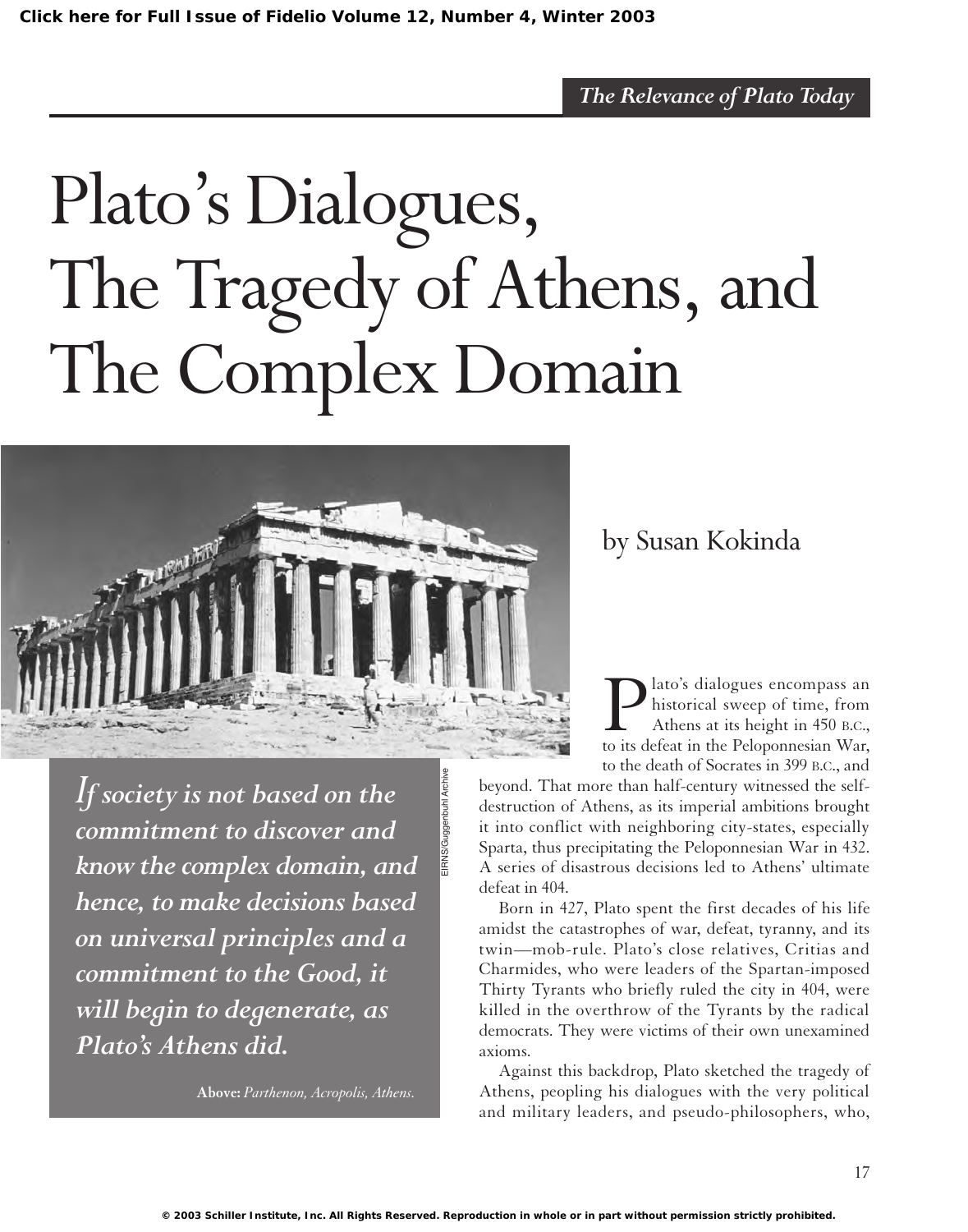The Relevance of Plato Today

# Plato's Dialogues, The Tragedy of Athens, and The Complex Domain

by Susan Kokinda

***If society is not based on the commitment to discover and know the complex domain, and hence, to make decisions based on universal principles and a commitment to the Good, it will begin to degenerate, as Plato's Athens did.***

**Above:** *Parthenon, Acropolis, Athens.*

Plato's dialogues encompass an historical sweep of time, from Athens at its height in 450 B.C., to its defeat in the Peloponnesian War, to the death of Socrates in 399 B.C., and beyond. That more than half-century witnessed the self-destruction of Athens, as its imperial ambitions brought it into conflict with neighboring city-states, especially Sparta, thus precipitating the Peloponnesian War in 432. A series of disastrous decisions led to Athens' ultimate defeat in 404.

Born in 427, Plato spent the first decades of his life amidst the catastrophes of war, defeat, tyranny, and its twin—mob-rule. Plato's close relatives, Critias and Charmides, who were leaders of the Spartan-imposed Thirty Tyrants who briefly ruled the city in 404, were killed in the overthrow of the Tyrants by the radical democrats. They were victims of their own unexamined axioms.

Against this backdrop, Plato sketched the tragedy of Athens, peopling his dialogues with the very political and military leaders, and pseudo-philosophers, who,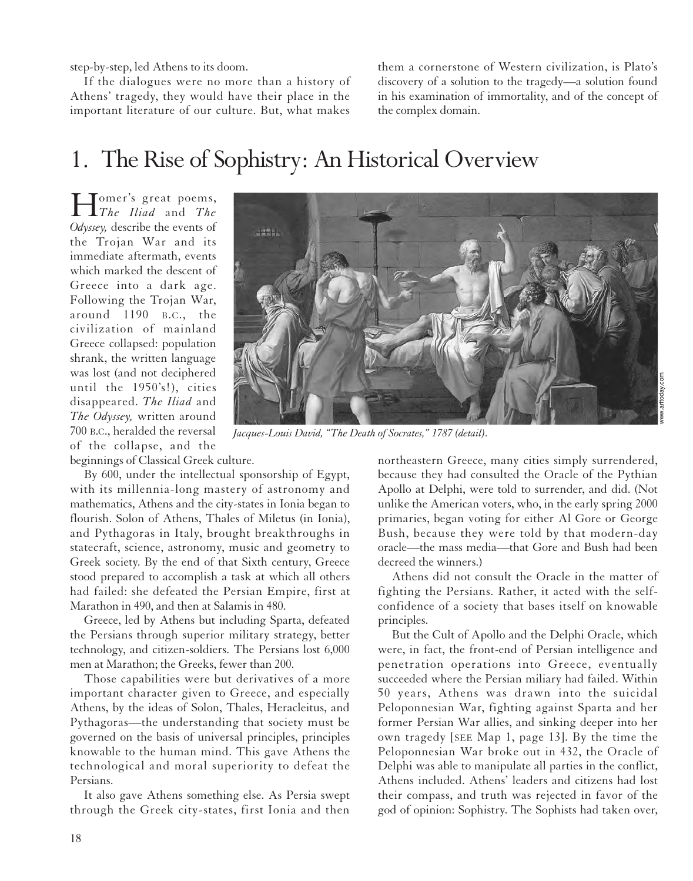step-by-step, led Athens to its doom.

If the dialogues were no more than a history of Athens' tragedy, they would have their place in the important literature of our culture. But, what makes them a cornerstone of Western civilization, is Plato's discovery of a solution to the tragedy—a solution found in his examination of immortality, and of the concept of the complex domain.

# 1. The Rise of Sophistry: An Historical Overview

Homer's great poems, *The Iliad* and *The Odyssey,* describe the events of the Trojan War and its immediate aftermath, events which marked the descent of Greece into a dark age. Following the Trojan War, around 1190 B.C., the civilization of mainland Greece collapsed: population shrank, the written language was lost (and not deciphered until the 1950's!), cities disappeared. *The Iliad* and *The Odyssey,* written around 700 B.C., heralded the reversal of the collapse, and the beginnings of Classical Greek culture.

*Jacques-Louis David, "The Death of Socrates," 1787 (detail).*

By 600, under the intellectual sponsorship of Egypt, with its millennia-long mastery of astronomy and mathematics, Athens and the city-states in Ionia began to flourish. Solon of Athens, Thales of Miletus (in Ionia), and Pythagoras in Italy, brought breakthroughs in statecraft, science, astronomy, music and geometry to Greek society. By the end of that Sixth century, Greece stood prepared to accomplish a task at which all others had failed: she defeated the Persian Empire, first at Marathon in 490, and then at Salamis in 480.

Greece, led by Athens but including Sparta, defeated the Persians through superior military strategy, better technology, and citizen-soldiers. The Persians lost 6,000 men at Marathon; the Greeks, fewer than 200.

Those capabilities were but derivatives of a more important character given to Greece, and especially Athens, by the ideas of Solon, Thales, Heracleitus, and Pythagoras—the understanding that society must be governed on the basis of universal principles, principles knowable to the human mind. This gave Athens the technological and moral superiority to defeat the Persians.

It also gave Athens something else. As Persia swept through the Greek city-states, first Ionia and then northeastern Greece, many cities simply surrendered, because they had consulted the Oracle of the Pythian Apollo at Delphi, were told to surrender, and did. (Not unlike the American voters, who, in the early spring 2000 primaries, began voting for either Al Gore or George Bush, because they were told by that modern-day oracle—the mass media—that Gore and Bush had been decreed the winners.)

Athens did not consult the Oracle in the matter of fighting the Persians. Rather, it acted with the self-confidence of a society that bases itself on knowable principles.

But the Cult of Apollo and the Delphi Oracle, which were, in fact, the front-end of Persian intelligence and penetration operations into Greece, eventually succeeded where the Persian miliary had failed. Within 50 years, Athens was drawn into the suicidal Peloponnesian War, fighting against Sparta and her former Persian War allies, and sinking deeper into her own tragedy [SEE Map 1, page 13]. By the time the Peloponnesian War broke out in 432, the Oracle of Delphi was able to manipulate all parties in the conflict, Athens included. Athens' leaders and citizens had lost their compass, and truth was rejected in favor of the god of opinion: Sophistry. The Sophists had taken over,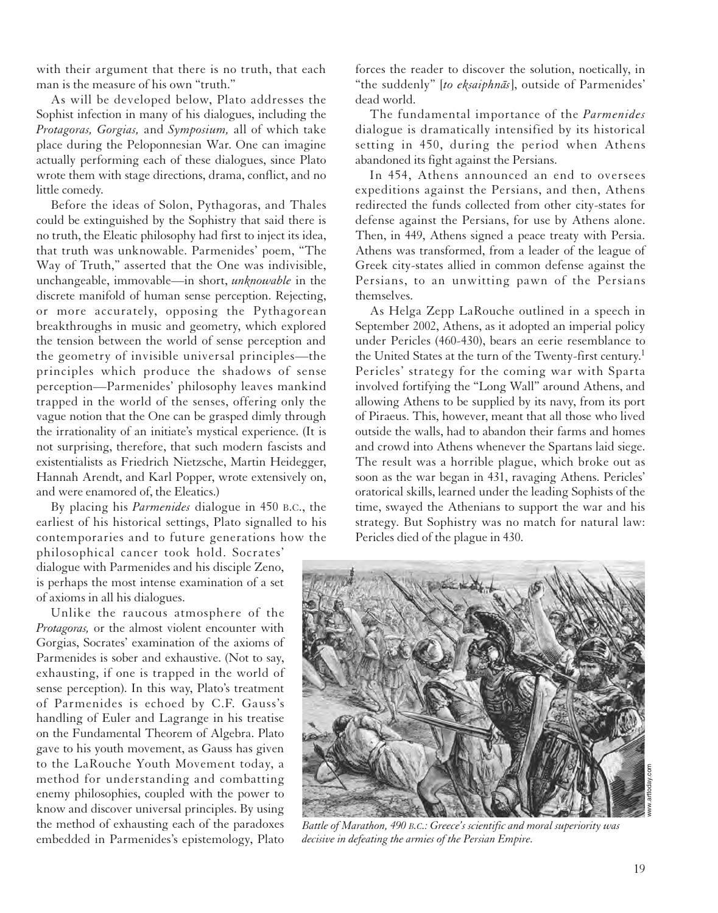with their argument that there is no truth, that each man is the measure of his own "truth."

As will be developed below, Plato addresses the Sophist infection in many of his dialogues, including the *Protagoras, Gorgias,* and *Symposium,* all of which take place during the Peloponnesian War. One can imagine actually performing each of these dialogues, since Plato wrote them with stage directions, drama, conflict, and no little comedy.

Before the ideas of Solon, Pythagoras, and Thales could be extinguished by the Sophistry that said there is no truth, the Eleatic philosophy had first to inject its idea, that truth was unknowable. Parmenides' poem, "The Way of Truth," asserted that the One was indivisible, unchangeable, immovable—in short, *unknowable* in the discrete manifold of human sense perception. Rejecting, or more accurately, opposing the Pythagorean breakthroughs in music and geometry, which explored the tension between the world of sense perception and the geometry of invisible universal principles—the principles which produce the shadows of sense perception—Parmenides' philosophy leaves mankind trapped in the world of the senses, offering only the vague notion that the One can be grasped dimly through the irrationality of an initiate's mystical experience. (It is not surprising, therefore, that such modern fascists and existentialists as Friedrich Nietzsche, Martin Heidegger, Hannah Arendt, and Karl Popper, wrote extensively on, and were enamored of, the Eleatics.)

By placing his *Parmenides* dialogue in 450 B.C., the earliest of his historical settings, Plato signalled to his contemporaries and to future generations how the philosophical cancer took hold. Socrates' dialogue with Parmenides and his disciple Zeno, is perhaps the most intense examination of a set of axioms in all his dialogues.

Unlike the raucous atmosphere of the *Protagoras,* or the almost violent encounter with Gorgias, Socrates' examination of the axioms of Parmenides is sober and exhaustive. (Not to say, exhausting, if one is trapped in the world of sense perception). In this way, Plato's treatment of Parmenides is echoed by C.F. Gauss's handling of Euler and Lagrange in his treatise on the Fundamental Theorem of Algebra. Plato gave to his youth movement, as Gauss has given to the LaRouche Youth Movement today, a method for understanding and combatting enemy philosophies, coupled with the power to know and discover universal principles. By using the method of exhausting each of the paradoxes embedded in Parmenides's epistemology, Plato forces the reader to discover the solution, noetically, in "the suddenly" [*to eksaiphnās*], outside of Parmenides' dead world.

The fundamental importance of the *Parmenides* dialogue is dramatically intensified by its historical setting in 450, during the period when Athens abandoned its fight against the Persians.

In 454, Athens announced an end to oversees expeditions against the Persians, and then, Athens redirected the funds collected from other city-states for defense against the Persians, for use by Athens alone. Then, in 449, Athens signed a peace treaty with Persia. Athens was transformed, from a leader of the league of Greek city-states allied in common defense against the Persians, to an unwitting pawn of the Persians themselves.

As Helga Zepp LaRouche outlined in a speech in September 2002, Athens, as it adopted an imperial policy under Pericles (460-430), bears an eerie resemblance to the United States at the turn of the Twenty-first century.[1] Pericles' strategy for the coming war with Sparta involved fortifying the "Long Wall" around Athens, and allowing Athens to be supplied by its navy, from its port of Piraeus. This, however, meant that all those who lived outside the walls, had to abandon their farms and homes and crowd into Athens whenever the Spartans laid siege. The result was a horrible plague, which broke out as soon as the war began in 431, ravaging Athens. Pericles' oratorical skills, learned under the leading Sophists of the time, swayed the Athenians to support the war and his strategy. But Sophistry was no match for natural law: Pericles died of the plague in 430.

*Battle of Marathon, 490 B.C.: Greece's scientific and moral superiority was decisive in defeating the armies of the Persian Empire.*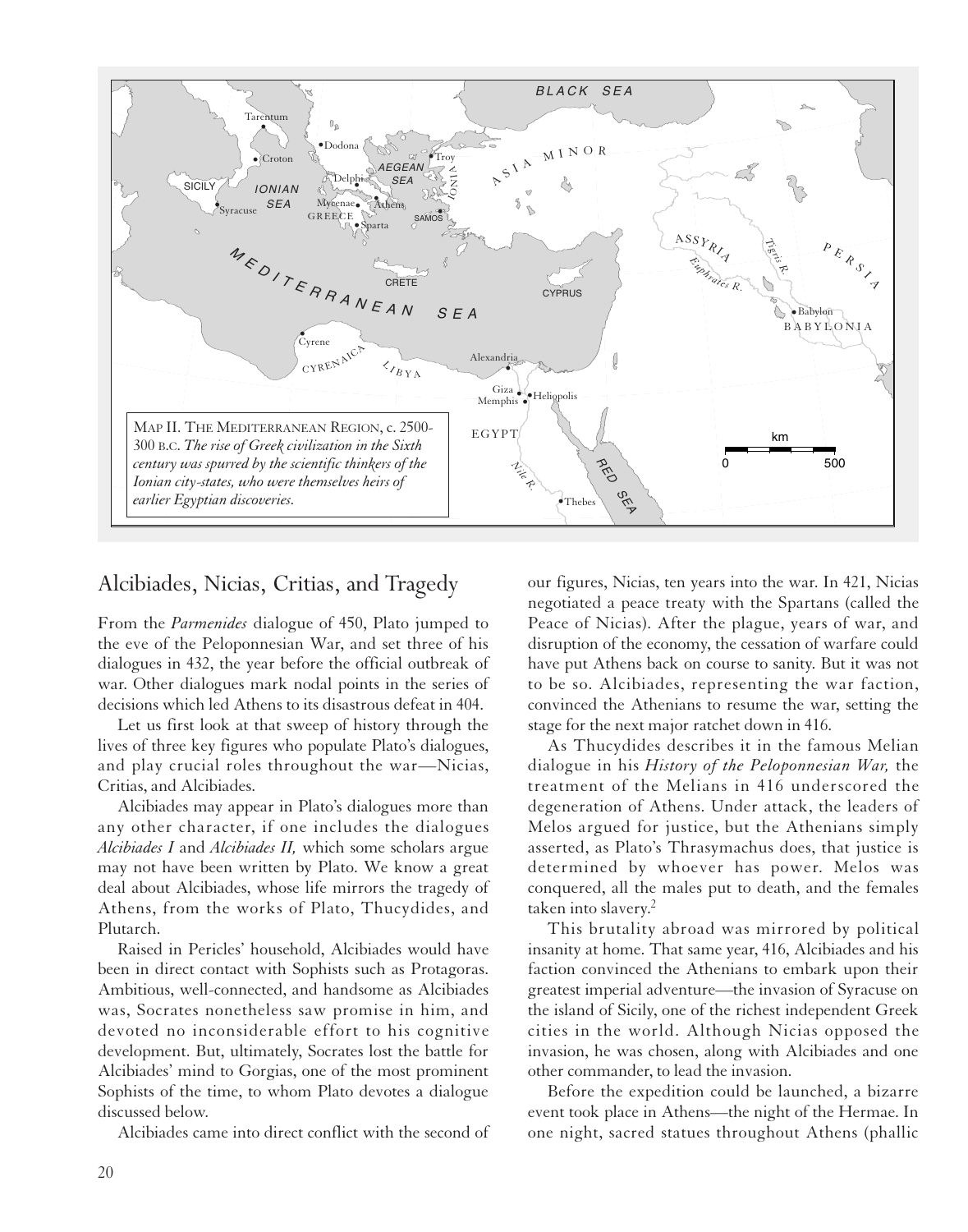MAP II. THE MEDITERRANEAN REGION, c. 2500-300 B.C. *The rise of Greek civilization in the Sixth century was spurred by the scientific thinkers of the Ionian city-states, who were themselves heirs of earlier Egyptian discoveries.*

## Alcibiades, Nicias, Critias, and Tragedy

From the *Parmenides* dialogue of 450, Plato jumped to the eve of the Peloponnesian War, and set three of his dialogues in 432, the year before the official outbreak of war. Other dialogues mark nodal points in the series of decisions which led Athens to its disastrous defeat in 404.

Let us first look at that sweep of history through the lives of three key figures who populate Plato's dialogues, and play crucial roles throughout the war—Nicias, Critias, and Alcibiades.

Alcibiades may appear in Plato's dialogues more than any other character, if one includes the dialogues *Alcibiades I* and *Alcibiades II,* which some scholars argue may not have been written by Plato. We know a great deal about Alcibiades, whose life mirrors the tragedy of Athens, from the works of Plato, Thucydides, and Plutarch.

Raised in Pericles' household, Alcibiades would have been in direct contact with Sophists such as Protagoras. Ambitious, well-connected, and handsome as Alcibiades was, Socrates nonetheless saw promise in him, and devoted no inconsiderable effort to his cognitive development. But, ultimately, Socrates lost the battle for Alcibiades' mind to Gorgias, one of the most prominent Sophists of the time, to whom Plato devotes a dialogue discussed below.

Alcibiades came into direct conflict with the second of our figures, Nicias, ten years into the war. In 421, Nicias negotiated a peace treaty with the Spartans (called the Peace of Nicias). After the plague, years of war, and disruption of the economy, the cessation of warfare could have put Athens back on course to sanity. But it was not to be so. Alcibiades, representing the war faction, convinced the Athenians to resume the war, setting the stage for the next major ratchet down in 416.

As Thucydides describes it in the famous Melian dialogue in his *History of the Peloponnesian War,* the treatment of the Melians in 416 underscored the degeneration of Athens. Under attack, the leaders of Melos argued for justice, but the Athenians simply asserted, as Plato's Thrasymachus does, that justice is determined by whoever has power. Melos was conquered, all the males put to death, and the females taken into slavery.[2]

This brutality abroad was mirrored by political insanity at home. That same year, 416, Alcibiades and his faction convinced the Athenians to embark upon their greatest imperial adventure—the invasion of Syracuse on the island of Sicily, one of the richest independent Greek cities in the world. Although Nicias opposed the invasion, he was chosen, along with Alcibiades and one other commander, to lead the invasion.

Before the expedition could be launched, a bizarre event took place in Athens—the night of the Hermae. In one night, sacred statues throughout Athens (phallic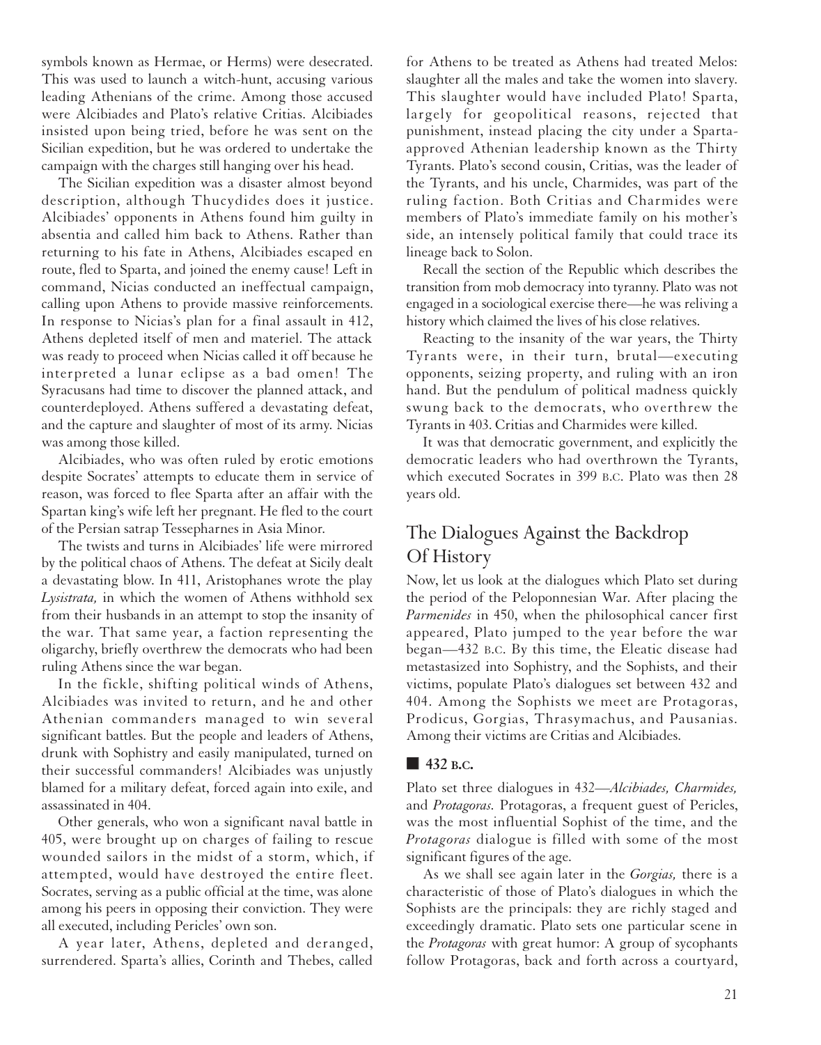symbols known as Hermae, or Herms) were desecrated. This was used to launch a witch-hunt, accusing various leading Athenians of the crime. Among those accused were Alcibiades and Plato's relative Critias. Alcibiades insisted upon being tried, before he was sent on the Sicilian expedition, but he was ordered to undertake the campaign with the charges still hanging over his head.

The Sicilian expedition was a disaster almost beyond description, although Thucydides does it justice. Alcibiades' opponents in Athens found him guilty in absentia and called him back to Athens. Rather than returning to his fate in Athens, Alcibiades escaped en route, fled to Sparta, and joined the enemy cause! Left in command, Nicias conducted an ineffectual campaign, calling upon Athens to provide massive reinforcements. In response to Nicias's plan for a final assault in 412, Athens depleted itself of men and materiel. The attack was ready to proceed when Nicias called it off because he interpreted a lunar eclipse as a bad omen! The Syracusans had time to discover the planned attack, and counterdeployed. Athens suffered a devastating defeat, and the capture and slaughter of most of its army. Nicias was among those killed.

Alcibiades, who was often ruled by erotic emotions despite Socrates' attempts to educate them in service of reason, was forced to flee Sparta after an affair with the Spartan king's wife left her pregnant. He fled to the court of the Persian satrap Tessepharnes in Asia Minor.

The twists and turns in Alcibiades' life were mirrored by the political chaos of Athens. The defeat at Sicily dealt a devastating blow. In 411, Aristophanes wrote the play *Lysistrata,* in which the women of Athens withhold sex from their husbands in an attempt to stop the insanity of the war. That same year, a faction representing the oligarchy, briefly overthrew the democrats who had been ruling Athens since the war began.

In the fickle, shifting political winds of Athens, Alcibiades was invited to return, and he and other Athenian commanders managed to win several significant battles. But the people and leaders of Athens, drunk with Sophistry and easily manipulated, turned on their successful commanders! Alcibiades was unjustly blamed for a military defeat, forced again into exile, and assassinated in 404.

Other generals, who won a significant naval battle in 405, were brought up on charges of failing to rescue wounded sailors in the midst of a storm, which, if attempted, would have destroyed the entire fleet. Socrates, serving as a public official at the time, was alone among his peers in opposing their conviction. They were all executed, including Pericles' own son.

A year later, Athens, depleted and deranged, surrendered. Sparta's allies, Corinth and Thebes, called for Athens to be treated as Athens had treated Melos: slaughter all the males and take the women into slavery. This slaughter would have included Plato! Sparta, largely for geopolitical reasons, rejected that punishment, instead placing the city under a Sparta-approved Athenian leadership known as the Thirty Tyrants. Plato's second cousin, Critias, was the leader of the Tyrants, and his uncle, Charmides, was part of the ruling faction. Both Critias and Charmides were members of Plato's immediate family on his mother's side, an intensely political family that could trace its lineage back to Solon.

Recall the section of the Republic which describes the transition from mob democracy into tyranny. Plato was not engaged in a sociological exercise there—he was reliving a history which claimed the lives of his close relatives.

Reacting to the insanity of the war years, the Thirty Tyrants were, in their turn, brutal—executing opponents, seizing property, and ruling with an iron hand. But the pendulum of political madness quickly swung back to the democrats, who overthrew the Tyrants in 403. Critias and Charmides were killed.

It was that democratic government, and explicitly the democratic leaders who had overthrown the Tyrants, which executed Socrates in 399 B.C. Plato was then 28 years old.

## The Dialogues Against the Backdrop Of History

Now, let us look at the dialogues which Plato set during the period of the Peloponnesian War. After placing the *Parmenides* in 450, when the philosophical cancer first appeared, Plato jumped to the year before the war began—432 B.C. By this time, the Eleatic disease had metastasized into Sophistry, and the Sophists, and their victims, populate Plato's dialogues set between 432 and 404. Among the Sophists we meet are Protagoras, Prodicus, Gorgias, Thrasymachus, and Pausanias. Among their victims are Critias and Alcibiades.

### ■ 432 B.C.

Plato set three dialogues in 432—*Alcibiades, Charmides,* and *Protagoras.* Protagoras, a frequent guest of Pericles, was the most influential Sophist of the time, and the *Protagoras* dialogue is filled with some of the most significant figures of the age.

As we shall see again later in the *Gorgias,* there is a characteristic of those of Plato's dialogues in which the Sophists are the principals: they are richly staged and exceedingly dramatic. Plato sets one particular scene in the *Protagoras* with great humor: A group of sycophants follow Protagoras, back and forth across a courtyard,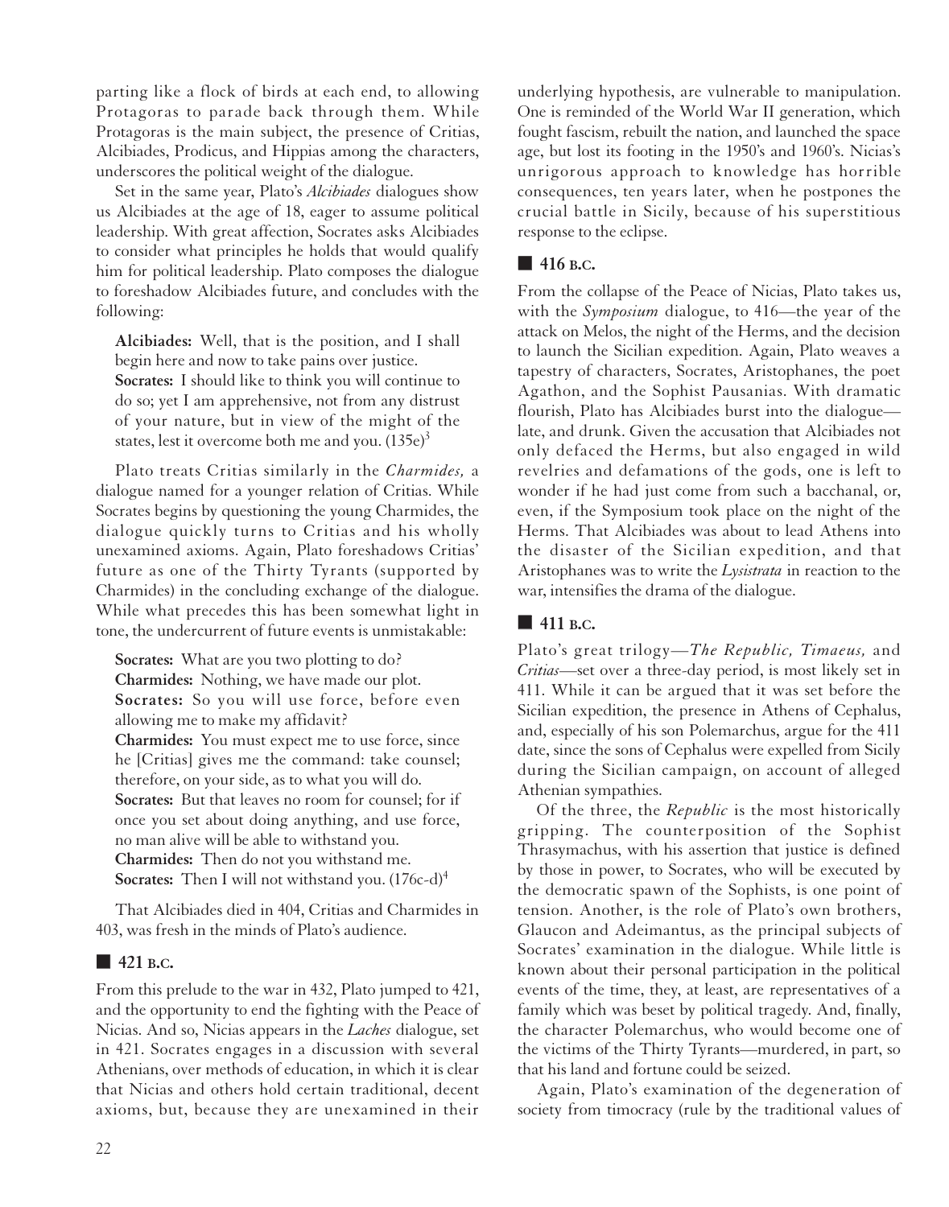parting like a flock of birds at each end, to allowing Protagoras to parade back through them. While Protagoras is the main subject, the presence of Critias, Alcibiades, Prodicus, and Hippias among the characters, underscores the political weight of the dialogue.

Set in the same year, Plato's *Alcibiades* dialogues show us Alcibiades at the age of 18, eager to assume political leadership. With great affection, Socrates asks Alcibiades to consider what principles he holds that would qualify him for political leadership. Plato composes the dialogue to foreshadow Alcibiades future, and concludes with the following:

> **Alcibiades:** Well, that is the position, and I shall begin here and now to take pains over justice.
> **Socrates:** I should like to think you will continue to do so; yet I am apprehensive, not from any distrust of your nature, but in view of the might of the states, lest it overcome both me and you. (135e)[3]

Plato treats Critias similarly in the *Charmides,* a dialogue named for a younger relation of Critias. While Socrates begins by questioning the young Charmides, the dialogue quickly turns to Critias and his wholly unexamined axioms. Again, Plato foreshadows Critias' future as one of the Thirty Tyrants (supported by Charmides) in the concluding exchange of the dialogue. While what precedes this has been somewhat light in tone, the undercurrent of future events is unmistakable:

> **Socrates:** What are you two plotting to do?
> **Charmides:** Nothing, we have made our plot.
> **Socrates:** So you will use force, before even allowing me to make my affidavit?
> **Charmides:** You must expect me to use force, since he [Critias] gives me the command: take counsel; therefore, on your side, as to what you will do.
> **Socrates:** But that leaves no room for counsel; for if once you set about doing anything, and use force, no man alive will be able to withstand you.
> **Charmides:** Then do not you withstand me.
> **Socrates:** Then I will not withstand you. (176c-d)[4]

That Alcibiades died in 404, Critias and Charmides in 403, was fresh in the minds of Plato's audience.

## ■ 421 B.C.

From this prelude to the war in 432, Plato jumped to 421, and the opportunity to end the fighting with the Peace of Nicias. And so, Nicias appears in the *Laches* dialogue, set in 421. Socrates engages in a discussion with several Athenians, over methods of education, in which it is clear that Nicias and others hold certain traditional, decent axioms, but, because they are unexamined in their underlying hypothesis, are vulnerable to manipulation. One is reminded of the World War II generation, which fought fascism, rebuilt the nation, and launched the space age, but lost its footing in the 1950's and 1960's. Nicias's unrigorous approach to knowledge has horrible consequences, ten years later, when he postpones the crucial battle in Sicily, because of his superstitious response to the eclipse.

## ■ 416 B.C.

From the collapse of the Peace of Nicias, Plato takes us, with the *Symposium* dialogue, to 416—the year of the attack on Melos, the night of the Herms, and the decision to launch the Sicilian expedition. Again, Plato weaves a tapestry of characters, Socrates, Aristophanes, the poet Agathon, and the Sophist Pausanias. With dramatic flourish, Plato has Alcibiades burst into the dialogue—late, and drunk. Given the accusation that Alcibiades not only defaced the Herms, but also engaged in wild revelries and defamations of the gods, one is left to wonder if he had just come from such a bacchanal, or, even, if the Symposium took place on the night of the Herms. That Alcibiades was about to lead Athens into the disaster of the Sicilian expedition, and that Aristophanes was to write the *Lysistrata* in reaction to the war, intensifies the drama of the dialogue.

## ■ 411 B.C.

Plato's great trilogy—*The Republic, Timaeus,* and *Critias*—set over a three-day period, is most likely set in 411. While it can be argued that it was set before the Sicilian expedition, the presence in Athens of Cephalus, and, especially of his son Polemarchus, argue for the 411 date, since the sons of Cephalus were expelled from Sicily during the Sicilian campaign, on account of alleged Athenian sympathies.

Of the three, the *Republic* is the most historically gripping. The counterposition of the Sophist Thrasymachus, with his assertion that justice is defined by those in power, to Socrates, who will be executed by the democratic spawn of the Sophists, is one point of tension. Another, is the role of Plato's own brothers, Glaucon and Adeimantus, as the principal subjects of Socrates' examination in the dialogue. While little is known about their personal participation in the political events of the time, they, at least, are representatives of a family which was beset by political tragedy. And, finally, the character Polemarchus, who would become one of the victims of the Thirty Tyrants—murdered, in part, so that his land and fortune could be seized.

Again, Plato's examination of the degeneration of society from timocracy (rule by the traditional values of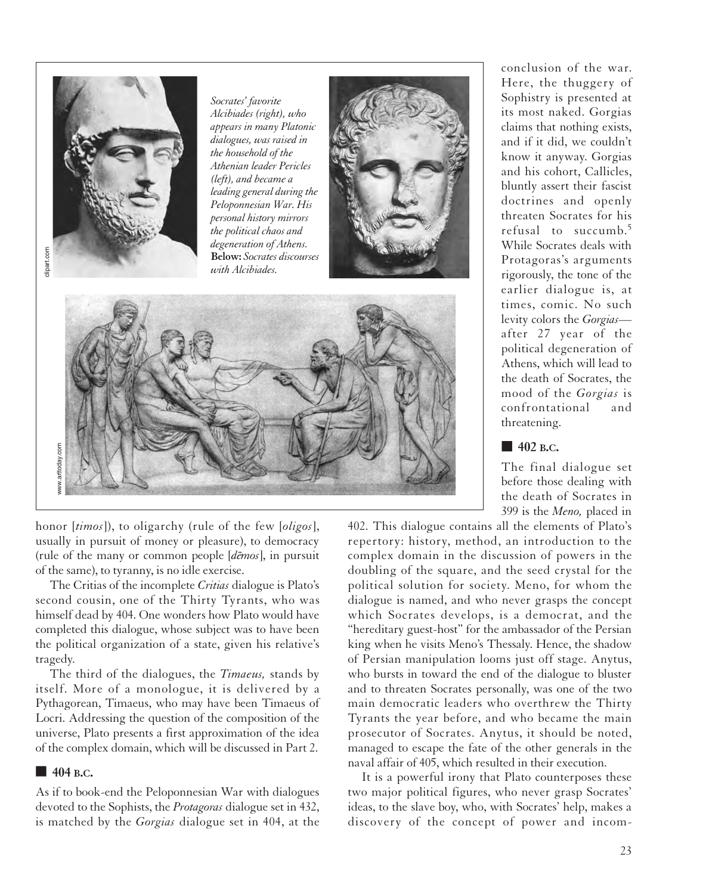Socrates' favorite Alcibiades (right), who appears in many Platonic dialogues, was raised in the household of the Athenian leader Pericles (left), and became a leading general during the Peloponnesian War. His personal history mirrors the political chaos and degeneration of Athens. **Below:** Socrates discourses with Alcibiades.

honor [*timos*]), to oligarchy (rule of the few [*oligos*], usually in pursuit of money or pleasure), to democracy (rule of the many or common people [*dēmos*], in pursuit of the same), to tyranny, is no idle exercise.

The Critias of the incomplete *Critias* dialogue is Plato's second cousin, one of the Thirty Tyrants, who was himself dead by 404. One wonders how Plato would have completed this dialogue, whose subject was to have been the political organization of a state, given his relative's tragedy.

The third of the dialogues, the *Timaeus,* stands by itself. More of a monologue, it is delivered by a Pythagorean, Timaeus, who may have been Timaeus of Locri. Addressing the question of the composition of the universe, Plato presents a first approximation of the idea of the complex domain, which will be discussed in Part 2.

## ■ 404 B.C.

As if to book-end the Peloponnesian War with dialogues devoted to the Sophists, the *Protagoras* dialogue set in 432, is matched by the *Gorgias* dialogue set in 404, at the conclusion of the war. Here, the thuggery of Sophistry is presented at its most naked. Gorgias claims that nothing exists, and if it did, we couldn't know it anyway. Gorgias and his cohort, Callicles, bluntly assert their fascist doctrines and openly threaten Socrates for his refusal to succumb.[5] While Socrates deals with Protagoras's arguments rigorously, the tone of the earlier dialogue is, at times, comic. No such levity colors the *Gorgias*—after 27 year of the political degeneration of Athens, which will lead to the death of Socrates, the mood of the *Gorgias* is confrontational and threatening.

## ■ 402 B.C.

The final dialogue set before those dealing with the death of Socrates in 399 is the *Meno,* placed in 402. This dialogue contains all the elements of Plato's repertory: history, method, an introduction to the complex domain in the discussion of powers in the doubling of the square, and the seed crystal for the political solution for society. Meno, for whom the dialogue is named, and who never grasps the concept which Socrates develops, is a democrat, and the "hereditary guest-host" for the ambassador of the Persian king when he visits Meno's Thessaly. Hence, the shadow of Persian manipulation looms just off stage. Anytus, who bursts in toward the end of the dialogue to bluster and to threaten Socrates personally, was one of the two main democratic leaders who overthrew the Thirty Tyrants the year before, and who became the main prosecutor of Socrates. Anytus, it should be noted, managed to escape the fate of the other generals in the naval affair of 405, which resulted in their execution.

It is a powerful irony that Plato counterposes these two major political figures, who never grasp Socrates' ideas, to the slave boy, who, with Socrates' help, makes a discovery of the concept of power and incom-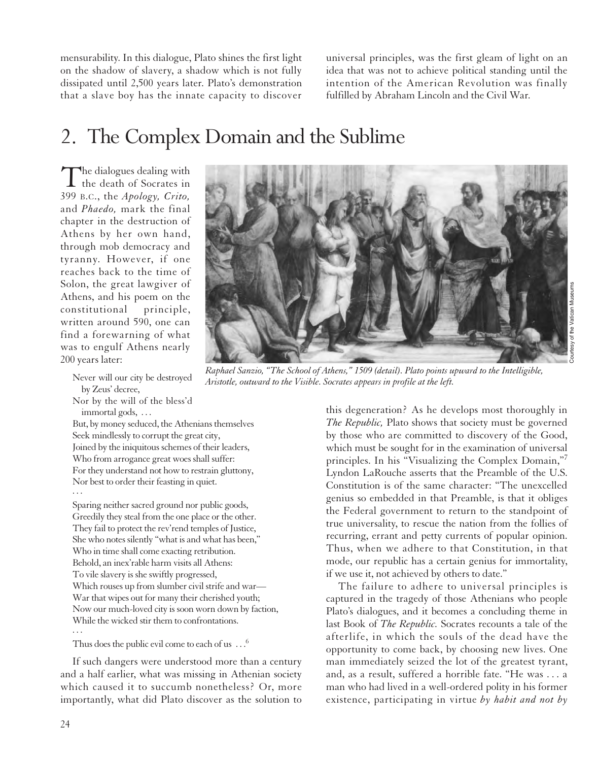mensurability. In this dialogue, Plato shines the first light on the shadow of slavery, a shadow which is not fully dissipated until 2,500 years later. Plato's demonstration that a slave boy has the innate capacity to discover universal principles, was the first gleam of light on an idea that was not to achieve political standing until the intention of the American Revolution was finally fulfilled by Abraham Lincoln and the Civil War.

## 2. The Complex Domain and the Sublime

The dialogues dealing with the death of Socrates in 399 B.C., the *Apology, Crito,* and *Phaedo,* mark the final chapter in the destruction of Athens by her own hand, through mob democracy and tyranny. However, if one reaches back to the time of Solon, the great lawgiver of Athens, and his poem on the constitutional principle, written around 590, one can find a forewarning of what was to engulf Athens nearly 200 years later:

> Never will our city be destroyed
> by Zeus' decree,
> Nor by the will of the bless'd
> immortal gods, . . .
> But, by money seduced, the Athenians themselves
> Seek mindlessly to corrupt the great city,
> Joined by the iniquitous schemes of their leaders,
> Who from arrogance great woes shall suffer:
> For they understand not how to restrain gluttony,
> Nor best to order their feasting in quiet.
> . . .
> Sparing neither sacred ground nor public goods,
> Greedily they steal from the one place or the other.
> They fail to protect the rev'rend temples of Justice,
> She who notes silently "what is and what has been,"
> Who in time shall come exacting retribution.
> Behold, an inex'rable harm visits all Athens:
> To vile slavery is she swiftly progressed,
> Which rouses up from slumber civil strife and war—
> War that wipes out for many their cherished youth;
> Now our much-loved city is soon worn down by faction,
> While the wicked stir them to confrontations.
> . . .
> Thus does the public evil come to each of us . . .[6]

*Raphael Sanzio, "The School of Athens," 1509 (detail). Plato points upward to the Intelligible, Aristotle, outward to the Visible. Socrates appears in profile at the left.*

Courtesy of the Vatican Museums

If such dangers were understood more than a century and a half earlier, what was missing in Athenian society which caused it to succumb nonetheless? Or, more importantly, what did Plato discover as the solution to this degeneration? As he develops most thoroughly in *The Republic,* Plato shows that society must be governed by those who are committed to discovery of the Good, which must be sought for in the examination of universal principles. In his "Visualizing the Complex Domain,"[7] Lyndon LaRouche asserts that the Preamble of the U.S. Constitution is of the same character: "The unexcelled genius so embedded in that Preamble, is that it obliges the Federal government to return to the standpoint of true universality, to rescue the nation from the follies of recurring, errant and petty currents of popular opinion. Thus, when we adhere to that Constitution, in that mode, our republic has a certain genius for immortality, if we use it, not achieved by others to date."

The failure to adhere to universal principles is captured in the tragedy of those Athenians who people Plato's dialogues, and it becomes a concluding theme in last Book of *The Republic.* Socrates recounts a tale of the afterlife, in which the souls of the dead have the opportunity to come back, by choosing new lives. One man immediately seized the lot of the greatest tyrant, and, as a result, suffered a horrible fate. "He was . . . a man who had lived in a well-ordered polity in his former existence, participating in virtue *by habit and not by*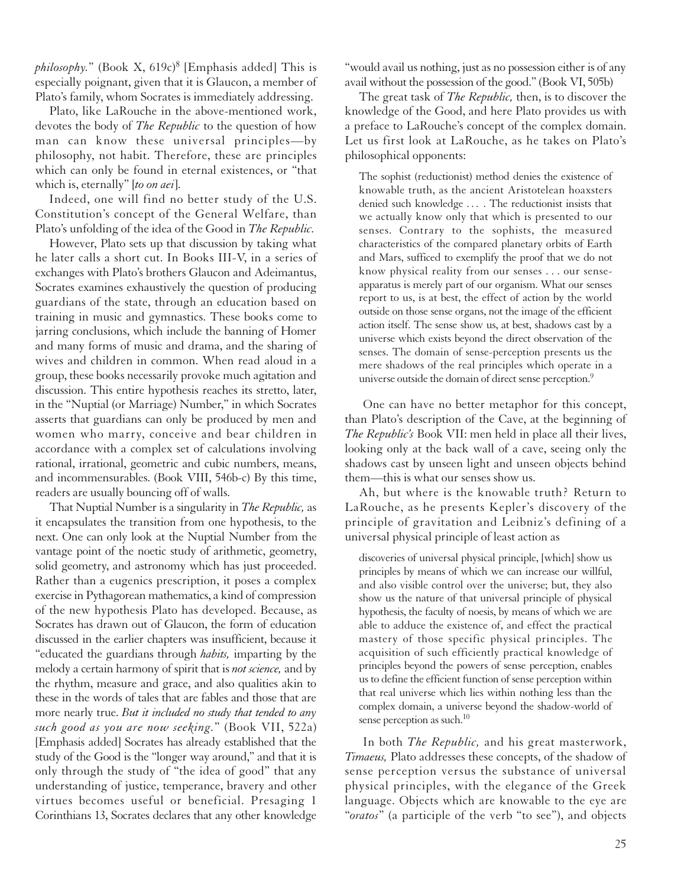*philosophy.*" (Book X, 619c)[8] [Emphasis added] This is especially poignant, given that it is Glaucon, a member of Plato's family, whom Socrates is immediately addressing.

Plato, like LaRouche in the above-mentioned work, devotes the body of *The Republic* to the question of how man can know these universal principles—by philosophy, not habit. Therefore, these are principles which can only be found in eternal existences, or "that which is, eternally" [*to on aei*].

Indeed, one will find no better study of the U.S. Constitution's concept of the General Welfare, than Plato's unfolding of the idea of the Good in *The Republic*.

However, Plato sets up that discussion by taking what he later calls a short cut. In Books III-V, in a series of exchanges with Plato's brothers Glaucon and Adeimantus, Socrates examines exhaustively the question of producing guardians of the state, through an education based on training in music and gymnastics. These books come to jarring conclusions, which include the banning of Homer and many forms of music and drama, and the sharing of wives and children in common. When read aloud in a group, these books necessarily provoke much agitation and discussion. This entire hypothesis reaches its stretto, later, in the "Nuptial (or Marriage) Number," in which Socrates asserts that guardians can only be produced by men and women who marry, conceive and bear children in accordance with a complex set of calculations involving rational, irrational, geometric and cubic numbers, means, and incommensurables. (Book VIII, 546b-c) By this time, readers are usually bouncing off of walls.

That Nuptial Number is a singularity in *The Republic,* as it encapsulates the transition from one hypothesis, to the next. One can only look at the Nuptial Number from the vantage point of the noetic study of arithmetic, geometry, solid geometry, and astronomy which has just proceeded. Rather than a eugenics prescription, it poses a complex exercise in Pythagorean mathematics, a kind of compression of the new hypothesis Plato has developed. Because, as Socrates has drawn out of Glaucon, the form of education discussed in the earlier chapters was insufficient, because it "educated the guardians through *habits,* imparting by the melody a certain harmony of spirit that is *not science,* and by the rhythm, measure and grace, and also qualities akin to these in the words of tales that are fables and those that are more nearly true. *But it included no study that tended to any such good as you are now seeking.*" (Book VII, 522a) [Emphasis added] Socrates has already established that the study of the Good is the "longer way around," and that it is only through the study of "the idea of good" that any understanding of justice, temperance, bravery and other virtues becomes useful or beneficial. Presaging 1 Corinthians 13, Socrates declares that any other knowledge "would avail us nothing, just as no possession either is of any avail without the possession of the good." (Book VI, 505b)

The great task of *The Republic,* then, is to discover the knowledge of the Good, and here Plato provides us with a preface to LaRouche's concept of the complex domain. Let us first look at LaRouche, as he takes on Plato's philosophical opponents:

> The sophist (reductionist) method denies the existence of knowable truth, as the ancient Aristotelean hoaxsters denied such knowledge . . . . The reductionist insists that we actually know only that which is presented to our senses. Contrary to the sophists, the measured characteristics of the compared planetary orbits of Earth and Mars, sufficed to exemplify the proof that we do not know physical reality from our senses . . . our sense-apparatus is merely part of our organism. What our senses report to us, is at best, the effect of action by the world outside on those sense organs, not the image of the efficient action itself. The sense show us, at best, shadows cast by a universe which exists beyond the direct observation of the senses. The domain of sense-perception presents us the mere shadows of the real principles which operate in a universe outside the domain of direct sense perception.[9]

One can have no better metaphor for this concept, than Plato's description of the Cave, at the beginning of *The Republic's* Book VII: men held in place all their lives, looking only at the back wall of a cave, seeing only the shadows cast by unseen light and unseen objects behind them—this is what our senses show us.

Ah, but where is the knowable truth? Return to LaRouche, as he presents Kepler's discovery of the principle of gravitation and Leibniz's defining of a universal physical principle of least action as

> discoveries of universal physical principle, [which] show us principles by means of which we can increase our willful, and also visible control over the universe; but, they also show us the nature of that universal principle of physical hypothesis, the faculty of noesis, by means of which we are able to adduce the existence of, and effect the practical mastery of those specific physical principles. The acquisition of such efficiently practical knowledge of principles beyond the powers of sense perception, enables us to define the efficient function of sense perception within that real universe which lies within nothing less than the complex domain, a universe beyond the shadow-world of sense perception as such.[10]

In both *The Republic,* and his great masterwork, *Timaeus,* Plato addresses these concepts, of the shadow of sense perception versus the substance of universal physical principles, with the elegance of the Greek language. Objects which are knowable to the eye are "*oratos*" (a participle of the verb "to see"), and objects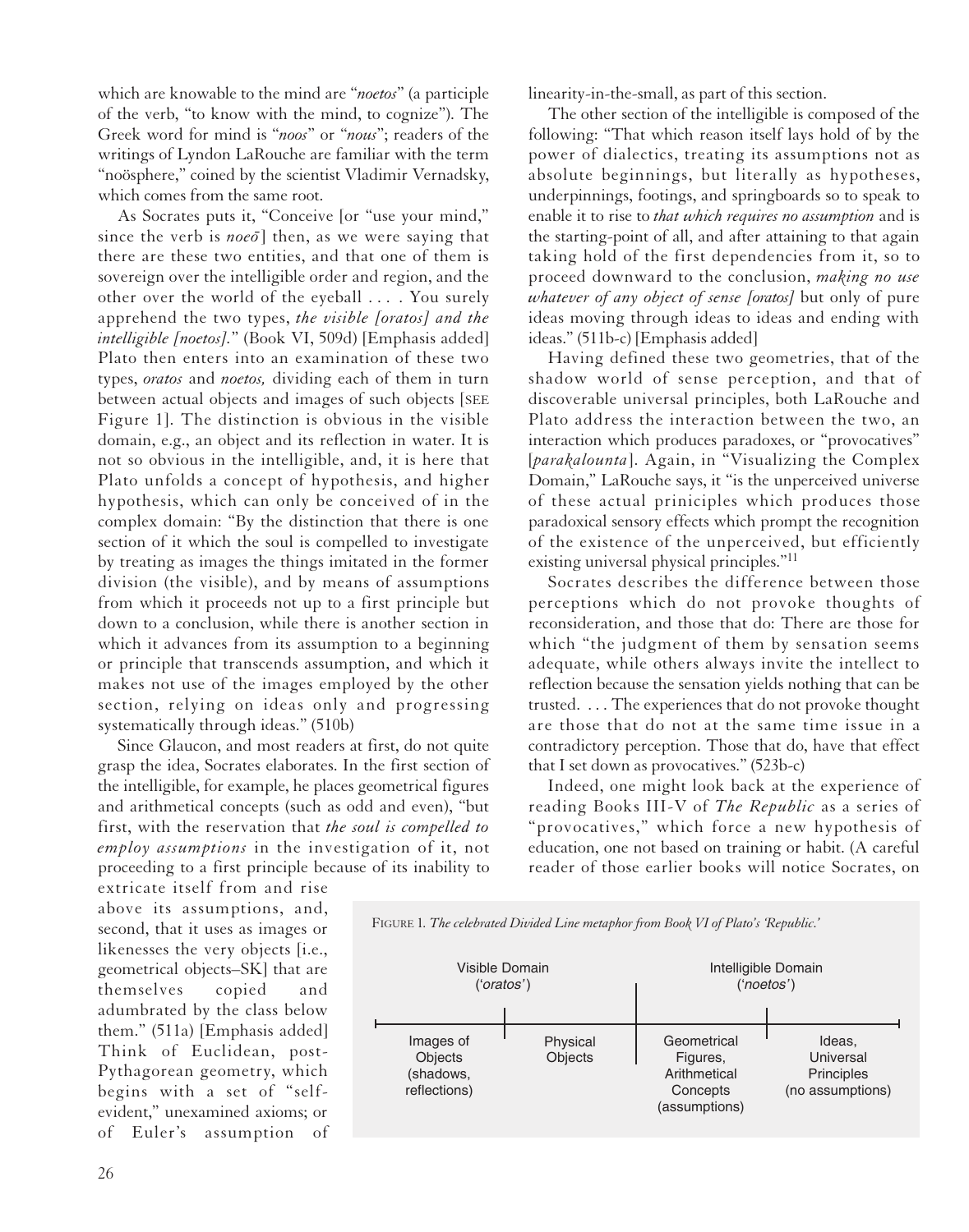which are knowable to the mind are "*noetos*" (a participle of the verb, "to know with the mind, to cognize"). The Greek word for mind is "*noos*" or "*nous*"; readers of the writings of Lyndon LaRouche are familiar with the term "noösphere," coined by the scientist Vladimir Vernadsky, which comes from the same root.

As Socrates puts it, "Conceive [or "use your mind," since the verb is *noeō*] then, as we were saying that there are these two entities, and that one of them is sovereign over the intelligible order and region, and the other over the world of the eyeball . . . . You surely apprehend the two types, *the visible [oratos] and the intelligible [noetos]*." (Book VI, 509d) [Emphasis added] Plato then enters into an examination of these two types, *oratos* and *noetos,* dividing each of them in turn between actual objects and images of such objects [SEE Figure 1]. The distinction is obvious in the visible domain, e.g., an object and its reflection in water. It is not so obvious in the intelligible, and, it is here that Plato unfolds a concept of hypothesis, and higher hypothesis, which can only be conceived of in the complex domain: "By the distinction that there is one section of it which the soul is compelled to investigate by treating as images the things imitated in the former division (the visible), and by means of assumptions from which it proceeds not up to a first principle but down to a conclusion, while there is another section in which it advances from its assumption to a beginning or principle that transcends assumption, and which it makes not use of the images employed by the other section, relying on ideas only and progressing systematically through ideas." (510b)

Since Glaucon, and most readers at first, do not quite grasp the idea, Socrates elaborates. In the first section of the intelligible, for example, he places geometrical figures and arithmetical concepts (such as odd and even), "but first, with the reservation that *the soul is compelled to employ assumptions* in the investigation of it, not proceeding to a first principle because of its inability to extricate itself from and rise above its assumptions, and, second, that it uses as images or likenesses the very objects [i.e., geometrical objects–SK] that are themselves copied and adumbrated by the class below them." (511a) [Emphasis added] Think of Euclidean, post-Pythagorean geometry, which begins with a set of "self-evident," unexamined axioms; or of Euler's assumption of linearity-in-the-small, as part of this section.

The other section of the intelligible is composed of the following: "That which reason itself lays hold of by the power of dialectics, treating its assumptions not as absolute beginnings, but literally as hypotheses, underpinnings, footings, and springboards so to speak to enable it to rise to *that which requires no assumption* and is the starting-point of all, and after attaining to that again taking hold of the first dependencies from it, so to proceed downward to the conclusion, *making no use whatever of any object of sense [oratos]* but only of pure ideas moving through ideas to ideas and ending with ideas." (511b-c) [Emphasis added]

Having defined these two geometries, that of the shadow world of sense perception, and that of discoverable universal principles, both LaRouche and Plato address the interaction between the two, an interaction which produces paradoxes, or "provocatives" [*parakalounta*]. Again, in "Visualizing the Complex Domain," LaRouche says, it "is the unperceived universe of these actual priniciples which produces those paradoxical sensory effects which prompt the recognition of the existence of the unperceived, but efficiently existing universal physical principles."[11]

Socrates describes the difference between those perceptions which do not provoke thoughts of reconsideration, and those that do: There are those for which "the judgment of them by sensation seems adequate, while others always invite the intellect to reflection because the sensation yields nothing that can be trusted. . . . The experiences that do not provoke thought are those that do not at the same time issue in a contradictory perception. Those that do, have that effect that I set down as provocatives." (523b-c)

Indeed, one might look back at the experience of reading Books III-V of *The Republic* as a series of "provocatives," which force a new hypothesis of education, one not based on training or habit. (A careful reader of those earlier books will notice Socrates, on

FIGURE 1. *The celebrated Divided Line metaphor from Book VI of Plato's 'Republic.'*

| Visible Domain ('*oratos*') | | Intelligible Domain ('*noetos*') | |
|---|---|---|---|
| Images of Objects (shadows, reflections) | Physical Objects | Geometrical Figures, Arithmetical Concepts (assumptions) | Ideas, Universal Principles (no assumptions) |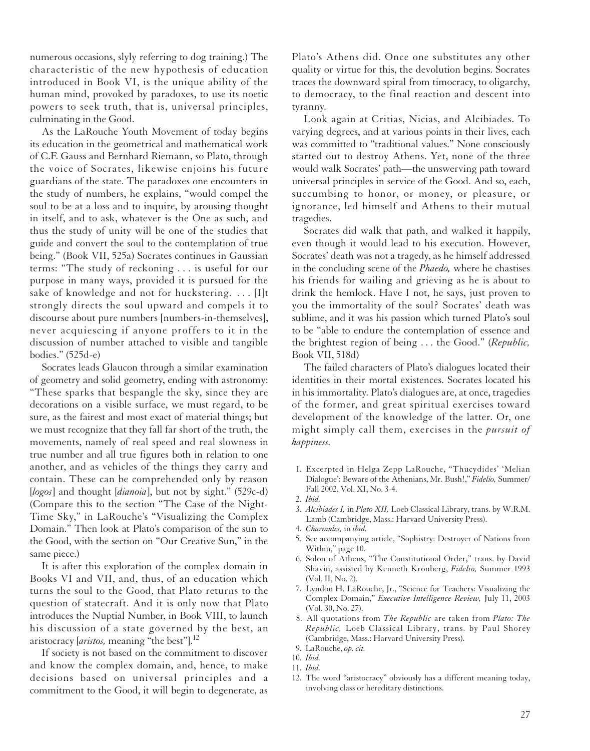numerous occasions, slyly referring to dog training.) The characteristic of the new hypothesis of education introduced in Book VI, is the unique ability of the human mind, provoked by paradoxes, to use its noetic powers to seek truth, that is, universal principles, culminating in the Good.

As the LaRouche Youth Movement of today begins its education in the geometrical and mathematical work of C.F. Gauss and Bernhard Riemann, so Plato, through the voice of Socrates, likewise enjoins his future guardians of the state. The paradoxes one encounters in the study of numbers, he explains, "would compel the soul to be at a loss and to inquire, by arousing thought in itself, and to ask, whatever is the One as such, and thus the study of unity will be one of the studies that guide and convert the soul to the contemplation of true being." (Book VII, 525a) Socrates continues in Gaussian terms: "The study of reckoning . . . is useful for our purpose in many ways, provided it is pursued for the sake of knowledge and not for huckstering. . . . [I]t strongly directs the soul upward and compels it to discourse about pure numbers [numbers-in-themselves], never acquiescing if anyone proffers to it in the discussion of number attached to visible and tangible bodies." (525d-e)

Socrates leads Glaucon through a similar examination of geometry and solid geometry, ending with astronomy: "These sparks that bespangle the sky, since they are decorations on a visible surface, we must regard, to be sure, as the fairest and most exact of material things; but we must recognize that they fall far short of the truth, the movements, namely of real speed and real slowness in true number and all true figures both in relation to one another, and as vehicles of the things they carry and contain. These can be comprehended only by reason [*logos*] and thought [*dianoia*], but not by sight." (529c-d) (Compare this to the section "The Case of the Night-Time Sky," in LaRouche's "Visualizing the Complex Domain." Then look at Plato's comparison of the sun to the Good, with the section on "Our Creative Sun," in the same piece.)

It is after this exploration of the complex domain in Books VI and VII, and, thus, of an education which turns the soul to the Good, that Plato returns to the question of statecraft. And it is only now that Plato introduces the Nuptial Number, in Book VIII, to launch his discussion of a state governed by the best, an aristocracy [*aristos,* meaning "the best"].[12]

If society is not based on the commitment to discover and know the complex domain, and, hence, to make decisions based on universal principles and a commitment to the Good, it will begin to degenerate, as Plato's Athens did. Once one substitutes any other quality or virtue for this, the devolution begins. Socrates traces the downward spiral from timocracy, to oligarchy, to democracy, to the final reaction and descent into tyranny.

Look again at Critias, Nicias, and Alcibiades. To varying degrees, and at various points in their lives, each was committed to "traditional values." None consciously started out to destroy Athens. Yet, none of the three would walk Socrates' path—the unswerving path toward universal principles in service of the Good. And so, each, succumbing to honor, or money, or pleasure, or ignorance, led himself and Athens to their mutual tragedies.

Socrates did walk that path, and walked it happily, even though it would lead to his execution. However, Socrates' death was not a tragedy, as he himself addressed in the concluding scene of the *Phaedo,* where he chastises his friends for wailing and grieving as he is about to drink the hemlock. Have I not, he says, just proven to you the immortality of the soul? Socrates' death was sublime, and it was his passion which turned Plato's soul to be "able to endure the contemplation of essence and the brightest region of being . . . the Good." (*Republic,* Book VII, 518d)

The failed characters of Plato's dialogues located their identities in their mortal existences. Socrates located his in his immortality. Plato's dialogues are, at once, tragedies of the former, and great spiritual exercises toward development of the knowledge of the latter. Or, one might simply call them, exercises in the *pursuit of happiness.*

1. Excerpted in Helga Zepp LaRouche, "Thucydides' 'Melian Dialogue': Beware of the Athenians, Mr. Bush!," *Fidelio,* Summer/Fall 2002, Vol. XI, No. 3-4.
2. *Ibid.*
3. *Alcibiades I,* in *Plato XII,* Loeb Classical Library, trans. by W.R.M. Lamb (Cambridge, Mass.: Harvard University Press).
4. *Charmides,* in *ibid.*
5. See accompanying article, "Sophistry: Destroyer of Nations from Within," page 10.
6. Solon of Athens, "The Constitutional Order," trans. by David Shavin, assisted by Kenneth Kronberg, *Fidelio,* Summer 1993 (Vol. II, No. 2).
7. Lyndon H. LaRouche, Jr., "Science for Teachers: Visualizing the Complex Domain," *Executive Intelligence Review,* July 11, 2003 (Vol. 30, No. 27).
8. All quotations from *The Republic* are taken from *Plato: The Republic,* Loeb Classical Library, trans. by Paul Shorey (Cambridge, Mass.: Harvard University Press).
9. LaRouche, *op. cit.*
10. *Ibid.*
11. *Ibid.*
12. The word "aristocracy" obviously has a different meaning today, involving class or hereditary distinctions.